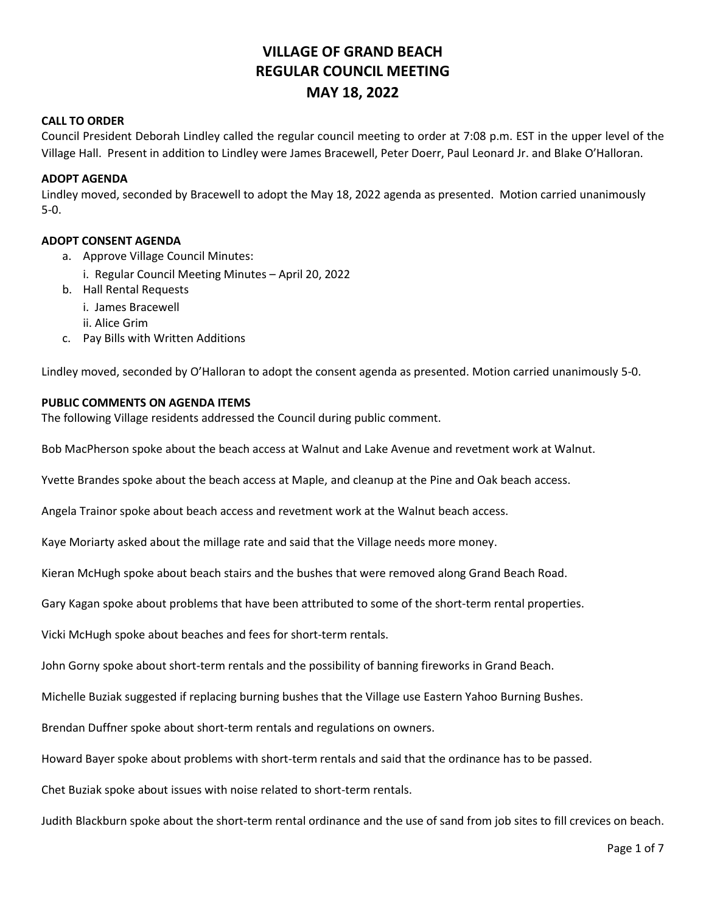# VILLAGE OF GRAND BEACH
# REGULAR COUNCIL MEETING
# MAY 18, 2022

**CALL TO ORDER**

Council President Deborah Lindley called the regular council meeting to order at 7:08 p.m. EST in the upper level of the Village Hall. Present in addition to Lindley were James Bracewell, Peter Doerr, Paul Leonard Jr. and Blake O'Halloran.

**ADOPT AGENDA**

Lindley moved, seconded by Bracewell to adopt the May 18, 2022 agenda as presented. Motion carried unanimously 5-0.

**ADOPT CONSENT AGENDA**

a. Approve Village Council Minutes:
   i. Regular Council Meeting Minutes – April 20, 2022
b. Hall Rental Requests
   i. James Bracewell
   ii. Alice Grim
c. Pay Bills with Written Additions

Lindley moved, seconded by O'Halloran to adopt the consent agenda as presented. Motion carried unanimously 5-0.

**PUBLIC COMMENTS ON AGENDA ITEMS**

The following Village residents addressed the Council during public comment.

Bob MacPherson spoke about the beach access at Walnut and Lake Avenue and revetment work at Walnut.

Yvette Brandes spoke about the beach access at Maple, and cleanup at the Pine and Oak beach access.

Angela Trainor spoke about beach access and revetment work at the Walnut beach access.

Kaye Moriarty asked about the millage rate and said that the Village needs more money.

Kieran McHugh spoke about beach stairs and the bushes that were removed along Grand Beach Road.

Gary Kagan spoke about problems that have been attributed to some of the short-term rental properties.

Vicki McHugh spoke about beaches and fees for short-term rentals.

John Gorny spoke about short-term rentals and the possibility of banning fireworks in Grand Beach.

Michelle Buziak suggested if replacing burning bushes that the Village use Eastern Yahoo Burning Bushes.

Brendan Duffner spoke about short-term rentals and regulations on owners.

Howard Bayer spoke about problems with short-term rentals and said that the ordinance has to be passed.

Chet Buziak spoke about issues with noise related to short-term rentals.

Judith Blackburn spoke about the short-term rental ordinance and the use of sand from job sites to fill crevices on beach.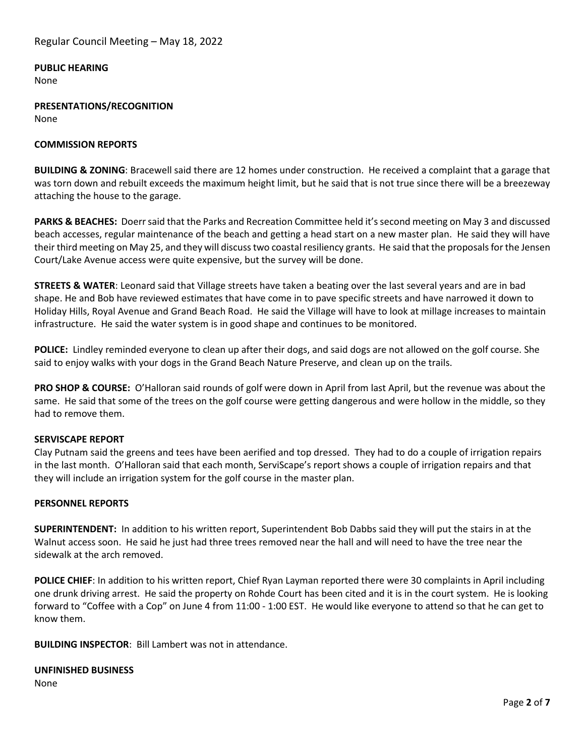Regular Council Meeting – May 18, 2022

**PUBLIC HEARING**
None

**PRESENTATIONS/RECOGNITION**
None

**COMMISSION REPORTS**

**BUILDING & ZONING**: Bracewell said there are 12 homes under construction. He received a complaint that a garage that was torn down and rebuilt exceeds the maximum height limit, but he said that is not true since there will be a breezeway attaching the house to the garage.

**PARKS & BEACHES:** Doerr said that the Parks and Recreation Committee held it's second meeting on May 3 and discussed beach accesses, regular maintenance of the beach and getting a head start on a new master plan. He said they will have their third meeting on May 25, and they will discuss two coastal resiliency grants. He said that the proposals for the Jensen Court/Lake Avenue access were quite expensive, but the survey will be done.

**STREETS & WATER**: Leonard said that Village streets have taken a beating over the last several years and are in bad shape. He and Bob have reviewed estimates that have come in to pave specific streets and have narrowed it down to Holiday Hills, Royal Avenue and Grand Beach Road. He said the Village will have to look at millage increases to maintain infrastructure. He said the water system is in good shape and continues to be monitored.

**POLICE:** Lindley reminded everyone to clean up after their dogs, and said dogs are not allowed on the golf course. She said to enjoy walks with your dogs in the Grand Beach Nature Preserve, and clean up on the trails.

**PRO SHOP & COURSE:** O'Halloran said rounds of golf were down in April from last April, but the revenue was about the same. He said that some of the trees on the golf course were getting dangerous and were hollow in the middle, so they had to remove them.

**SERVISCAPE REPORT**
Clay Putnam said the greens and tees have been aerified and top dressed. They had to do a couple of irrigation repairs in the last month. O'Halloran said that each month, ServiScape's report shows a couple of irrigation repairs and that they will include an irrigation system for the golf course in the master plan.

**PERSONNEL REPORTS**

**SUPERINTENDENT:** In addition to his written report, Superintendent Bob Dabbs said they will put the stairs in at the Walnut access soon. He said he just had three trees removed near the hall and will need to have the tree near the sidewalk at the arch removed.

**POLICE CHIEF**: In addition to his written report, Chief Ryan Layman reported there were 30 complaints in April including one drunk driving arrest. He said the property on Rohde Court has been cited and it is in the court system. He is looking forward to "Coffee with a Cop" on June 4 from 11:00 - 1:00 EST. He would like everyone to attend so that he can get to know them.

**BUILDING INSPECTOR**: Bill Lambert was not in attendance.

**UNFINISHED BUSINESS**
None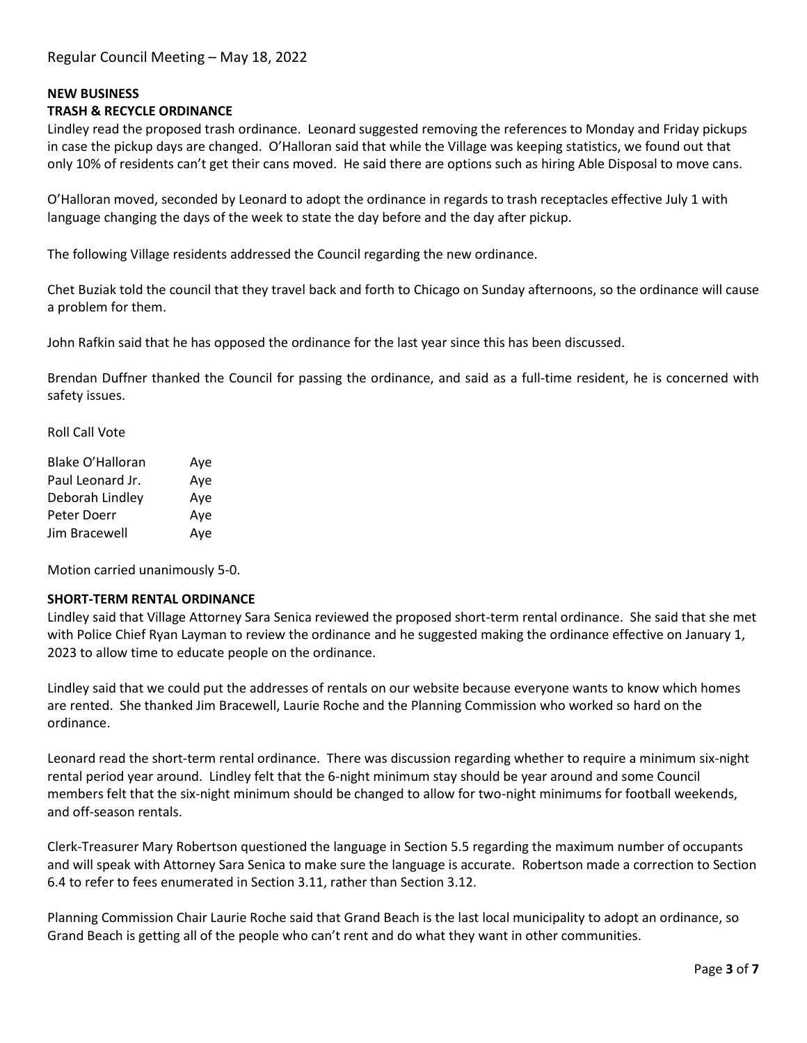Regular Council Meeting – May 18, 2022

**NEW BUSINESS**

**TRASH & RECYCLE ORDINANCE**

Lindley read the proposed trash ordinance. Leonard suggested removing the references to Monday and Friday pickups in case the pickup days are changed. O'Halloran said that while the Village was keeping statistics, we found out that only 10% of residents can't get their cans moved. He said there are options such as hiring Able Disposal to move cans.

O'Halloran moved, seconded by Leonard to adopt the ordinance in regards to trash receptacles effective July 1 with language changing the days of the week to state the day before and the day after pickup.

The following Village residents addressed the Council regarding the new ordinance.

Chet Buziak told the council that they travel back and forth to Chicago on Sunday afternoons, so the ordinance will cause a problem for them.

John Rafkin said that he has opposed the ordinance for the last year since this has been discussed.

Brendan Duffner thanked the Council for passing the ordinance, and said as a full-time resident, he is concerned with safety issues.

Roll Call Vote

| | |
|---|---|
| Blake O'Halloran | Aye |
| Paul Leonard Jr. | Aye |
| Deborah Lindley | Aye |
| Peter Doerr | Aye |
| Jim Bracewell | Aye |

Motion carried unanimously 5-0.

**SHORT-TERM RENTAL ORDINANCE**

Lindley said that Village Attorney Sara Senica reviewed the proposed short-term rental ordinance. She said that she met with Police Chief Ryan Layman to review the ordinance and he suggested making the ordinance effective on January 1, 2023 to allow time to educate people on the ordinance.

Lindley said that we could put the addresses of rentals on our website because everyone wants to know which homes are rented. She thanked Jim Bracewell, Laurie Roche and the Planning Commission who worked so hard on the ordinance.

Leonard read the short-term rental ordinance. There was discussion regarding whether to require a minimum six-night rental period year around. Lindley felt that the 6-night minimum stay should be year around and some Council members felt that the six-night minimum should be changed to allow for two-night minimums for football weekends, and off-season rentals.

Clerk-Treasurer Mary Robertson questioned the language in Section 5.5 regarding the maximum number of occupants and will speak with Attorney Sara Senica to make sure the language is accurate. Robertson made a correction to Section 6.4 to refer to fees enumerated in Section 3.11, rather than Section 3.12.

Planning Commission Chair Laurie Roche said that Grand Beach is the last local municipality to adopt an ordinance, so Grand Beach is getting all of the people who can't rent and do what they want in other communities.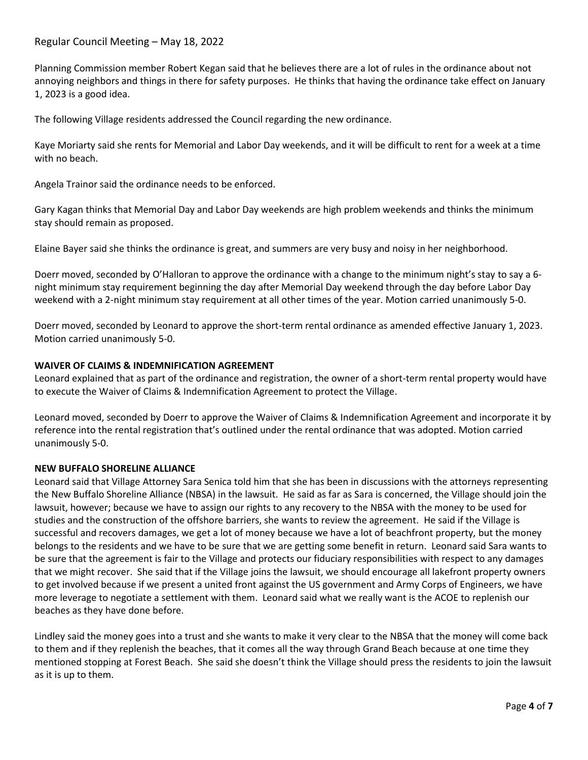Planning Commission member Robert Kegan said that he believes there are a lot of rules in the ordinance about not annoying neighbors and things in there for safety purposes. He thinks that having the ordinance take effect on January 1, 2023 is a good idea.

The following Village residents addressed the Council regarding the new ordinance.

Kaye Moriarty said she rents for Memorial and Labor Day weekends, and it will be difficult to rent for a week at a time with no beach.

Angela Trainor said the ordinance needs to be enforced.

Gary Kagan thinks that Memorial Day and Labor Day weekends are high problem weekends and thinks the minimum stay should remain as proposed.

Elaine Bayer said she thinks the ordinance is great, and summers are very busy and noisy in her neighborhood.

Doerr moved, seconded by O'Halloran to approve the ordinance with a change to the minimum night's stay to say a 6-night minimum stay requirement beginning the day after Memorial Day weekend through the day before Labor Day weekend with a 2-night minimum stay requirement at all other times of the year. Motion carried unanimously 5-0.

Doerr moved, seconded by Leonard to approve the short-term rental ordinance as amended effective January 1, 2023. Motion carried unanimously 5-0.

**WAIVER OF CLAIMS & INDEMNIFICATION AGREEMENT**

Leonard explained that as part of the ordinance and registration, the owner of a short-term rental property would have to execute the Waiver of Claims & Indemnification Agreement to protect the Village.

Leonard moved, seconded by Doerr to approve the Waiver of Claims & Indemnification Agreement and incorporate it by reference into the rental registration that's outlined under the rental ordinance that was adopted. Motion carried unanimously 5-0.

**NEW BUFFALO SHORELINE ALLIANCE**

Leonard said that Village Attorney Sara Senica told him that she has been in discussions with the attorneys representing the New Buffalo Shoreline Alliance (NBSA) in the lawsuit. He said as far as Sara is concerned, the Village should join the lawsuit, however; because we have to assign our rights to any recovery to the NBSA with the money to be used for studies and the construction of the offshore barriers, she wants to review the agreement. He said if the Village is successful and recovers damages, we get a lot of money because we have a lot of beachfront property, but the money belongs to the residents and we have to be sure that we are getting some benefit in return. Leonard said Sara wants to be sure that the agreement is fair to the Village and protects our fiduciary responsibilities with respect to any damages that we might recover. She said that if the Village joins the lawsuit, we should encourage all lakefront property owners to get involved because if we present a united front against the US government and Army Corps of Engineers, we have more leverage to negotiate a settlement with them. Leonard said what we really want is the ACOE to replenish our beaches as they have done before.

Lindley said the money goes into a trust and she wants to make it very clear to the NBSA that the money will come back to them and if they replenish the beaches, that it comes all the way through Grand Beach because at one time they mentioned stopping at Forest Beach. She said she doesn't think the Village should press the residents to join the lawsuit as it is up to them.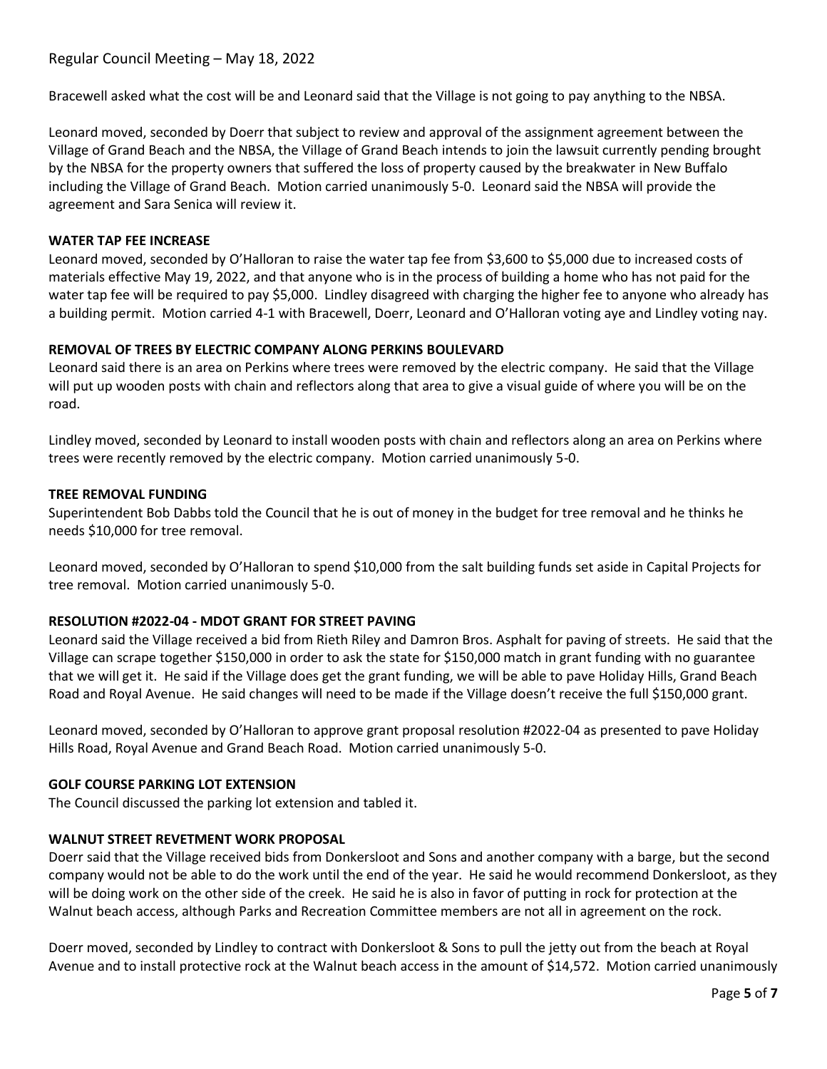Bracewell asked what the cost will be and Leonard said that the Village is not going to pay anything to the NBSA.

Leonard moved, seconded by Doerr that subject to review and approval of the assignment agreement between the Village of Grand Beach and the NBSA, the Village of Grand Beach intends to join the lawsuit currently pending brought by the NBSA for the property owners that suffered the loss of property caused by the breakwater in New Buffalo including the Village of Grand Beach. Motion carried unanimously 5-0. Leonard said the NBSA will provide the agreement and Sara Senica will review it.

**WATER TAP FEE INCREASE**

Leonard moved, seconded by O'Halloran to raise the water tap fee from $3,600 to $5,000 due to increased costs of materials effective May 19, 2022, and that anyone who is in the process of building a home who has not paid for the water tap fee will be required to pay $5,000. Lindley disagreed with charging the higher fee to anyone who already has a building permit. Motion carried 4-1 with Bracewell, Doerr, Leonard and O'Halloran voting aye and Lindley voting nay.

**REMOVAL OF TREES BY ELECTRIC COMPANY ALONG PERKINS BOULEVARD**

Leonard said there is an area on Perkins where trees were removed by the electric company. He said that the Village will put up wooden posts with chain and reflectors along that area to give a visual guide of where you will be on the road.

Lindley moved, seconded by Leonard to install wooden posts with chain and reflectors along an area on Perkins where trees were recently removed by the electric company. Motion carried unanimously 5-0.

**TREE REMOVAL FUNDING**

Superintendent Bob Dabbs told the Council that he is out of money in the budget for tree removal and he thinks he needs $10,000 for tree removal.

Leonard moved, seconded by O'Halloran to spend $10,000 from the salt building funds set aside in Capital Projects for tree removal. Motion carried unanimously 5-0.

**RESOLUTION #2022-04 - MDOT GRANT FOR STREET PAVING**

Leonard said the Village received a bid from Rieth Riley and Damron Bros. Asphalt for paving of streets. He said that the Village can scrape together $150,000 in order to ask the state for $150,000 match in grant funding with no guarantee that we will get it. He said if the Village does get the grant funding, we will be able to pave Holiday Hills, Grand Beach Road and Royal Avenue. He said changes will need to be made if the Village doesn't receive the full $150,000 grant.

Leonard moved, seconded by O'Halloran to approve grant proposal resolution #2022-04 as presented to pave Holiday Hills Road, Royal Avenue and Grand Beach Road. Motion carried unanimously 5-0.

**GOLF COURSE PARKING LOT EXTENSION**

The Council discussed the parking lot extension and tabled it.

**WALNUT STREET REVETMENT WORK PROPOSAL**

Doerr said that the Village received bids from Donkersloot and Sons and another company with a barge, but the second company would not be able to do the work until the end of the year. He said he would recommend Donkersloot, as they will be doing work on the other side of the creek. He said he is also in favor of putting in rock for protection at the Walnut beach access, although Parks and Recreation Committee members are not all in agreement on the rock.

Doerr moved, seconded by Lindley to contract with Donkersloot & Sons to pull the jetty out from the beach at Royal Avenue and to install protective rock at the Walnut beach access in the amount of $14,572. Motion carried unanimously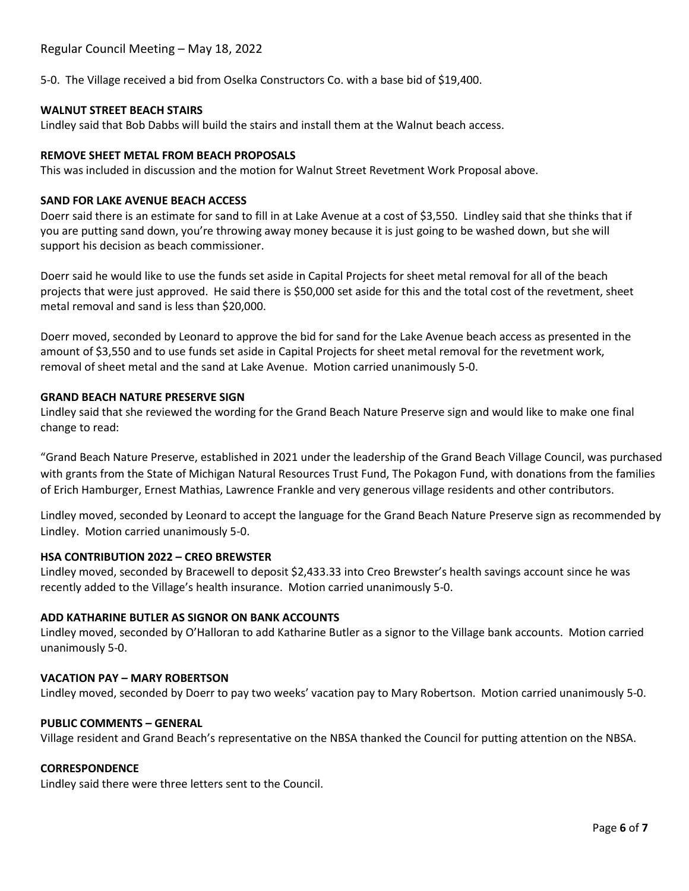5-0. The Village received a bid from Oselka Constructors Co. with a base bid of $19,400.

**WALNUT STREET BEACH STAIRS**

Lindley said that Bob Dabbs will build the stairs and install them at the Walnut beach access.

**REMOVE SHEET METAL FROM BEACH PROPOSALS**

This was included in discussion and the motion for Walnut Street Revetment Work Proposal above.

**SAND FOR LAKE AVENUE BEACH ACCESS**

Doerr said there is an estimate for sand to fill in at Lake Avenue at a cost of $3,550. Lindley said that she thinks that if you are putting sand down, you're throwing away money because it is just going to be washed down, but she will support his decision as beach commissioner.

Doerr said he would like to use the funds set aside in Capital Projects for sheet metal removal for all of the beach projects that were just approved. He said there is $50,000 set aside for this and the total cost of the revetment, sheet metal removal and sand is less than $20,000.

Doerr moved, seconded by Leonard to approve the bid for sand for the Lake Avenue beach access as presented in the amount of $3,550 and to use funds set aside in Capital Projects for sheet metal removal for the revetment work, removal of sheet metal and the sand at Lake Avenue. Motion carried unanimously 5-0.

**GRAND BEACH NATURE PRESERVE SIGN**

Lindley said that she reviewed the wording for the Grand Beach Nature Preserve sign and would like to make one final change to read:

"Grand Beach Nature Preserve, established in 2021 under the leadership of the Grand Beach Village Council, was purchased with grants from the State of Michigan Natural Resources Trust Fund, The Pokagon Fund, with donations from the families of Erich Hamburger, Ernest Mathias, Lawrence Frankle and very generous village residents and other contributors.

Lindley moved, seconded by Leonard to accept the language for the Grand Beach Nature Preserve sign as recommended by Lindley. Motion carried unanimously 5-0.

**HSA CONTRIBUTION 2022 – CREO BREWSTER**

Lindley moved, seconded by Bracewell to deposit $2,433.33 into Creo Brewster's health savings account since he was recently added to the Village's health insurance. Motion carried unanimously 5-0.

**ADD KATHARINE BUTLER AS SIGNOR ON BANK ACCOUNTS**

Lindley moved, seconded by O'Halloran to add Katharine Butler as a signor to the Village bank accounts. Motion carried unanimously 5-0.

**VACATION PAY – MARY ROBERTSON**

Lindley moved, seconded by Doerr to pay two weeks' vacation pay to Mary Robertson. Motion carried unanimously 5-0.

**PUBLIC COMMENTS – GENERAL**

Village resident and Grand Beach's representative on the NBSA thanked the Council for putting attention on the NBSA.

**CORRESPONDENCE**

Lindley said there were three letters sent to the Council.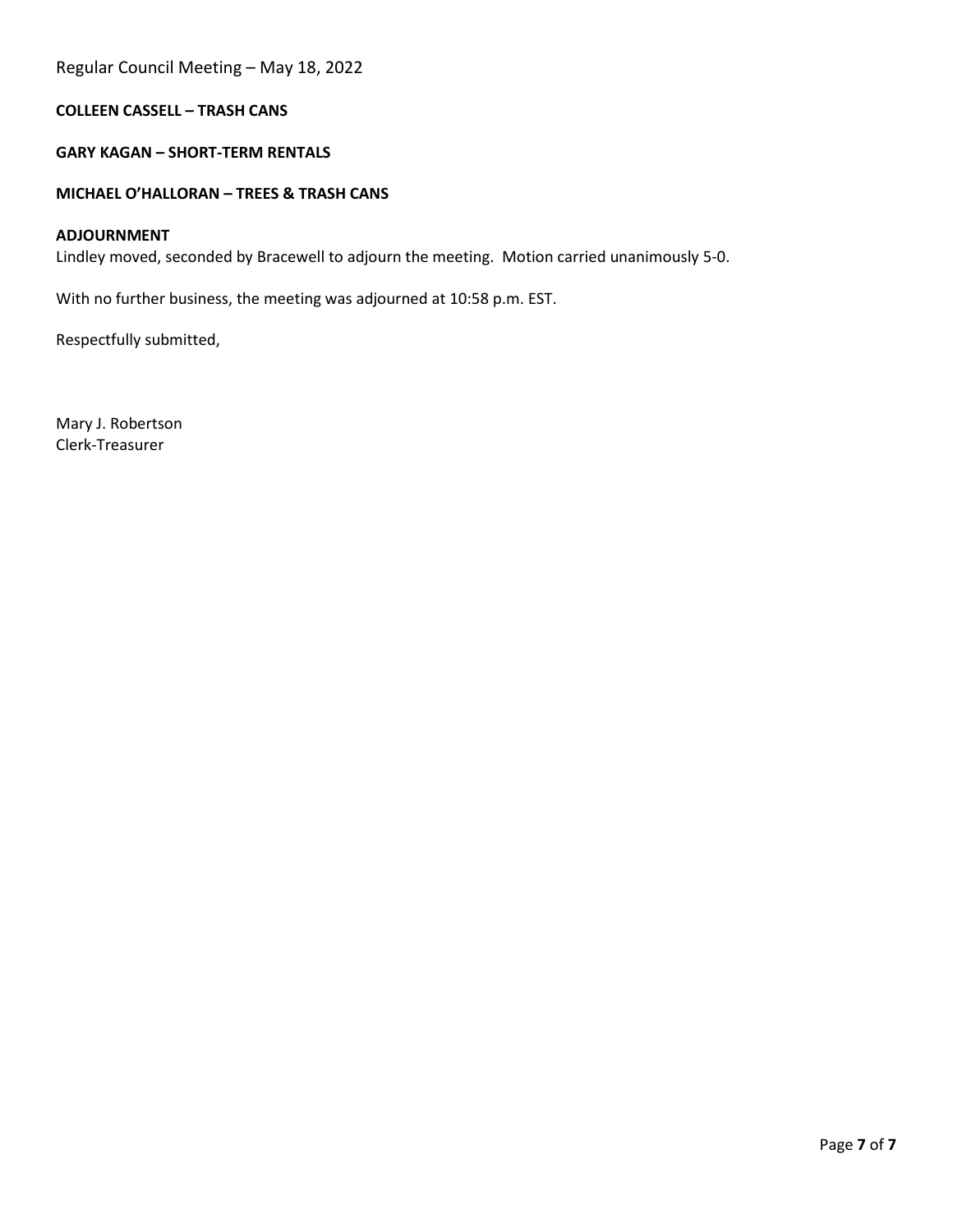**COLLEEN CASSELL – TRASH CANS**

**GARY KAGAN – SHORT-TERM RENTALS**

**MICHAEL O'HALLORAN – TREES & TRASH CANS**

**ADJOURNMENT**

Lindley moved, seconded by Bracewell to adjourn the meeting. Motion carried unanimously 5-0.

With no further business, the meeting was adjourned at 10:58 p.m. EST.

Respectfully submitted,

Mary J. Robertson
Clerk-Treasurer